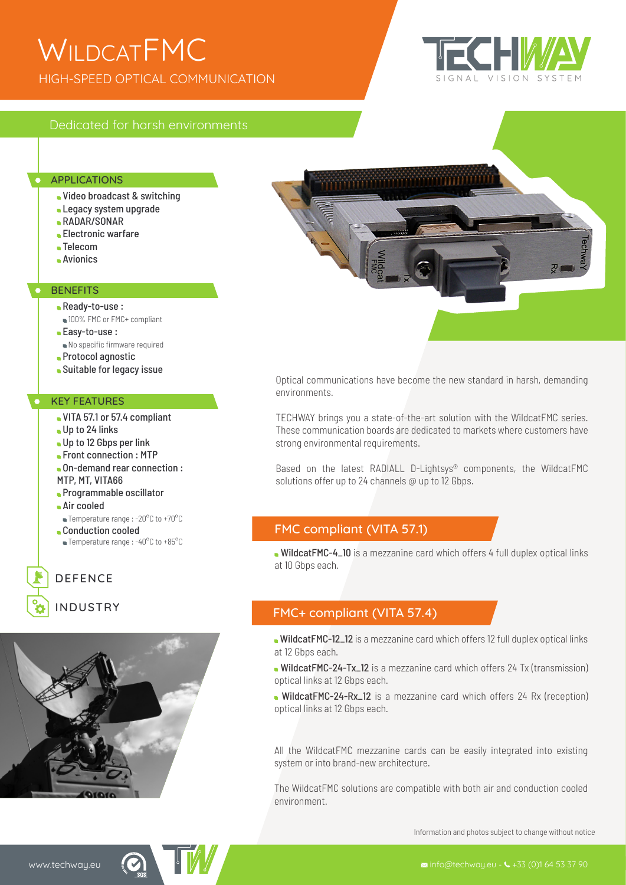# WildcatFMC

## HIGH-SPEED OPTICAL COMMUNICATION

TECHWAY
SIGNAL VISION SYSTEM

Dedicated for harsh environments

### APPLICATIONS

- Video broadcast & switching
- Legacy system upgrade
- RADAR/SONAR
- Electronic warfare
- Telecom
- Avionics

### BENEFITS

- Ready-to-use :
  - 100% FMC or FMC+ compliant
- Easy-to-use :
  - No specific firmware required
- Protocol agnostic
- Suitable for legacy issue

### KEY FEATURES

- VITA 57.1 or 57.4 compliant
- Up to 24 links
- Up to 12 Gbps per link
- Front connection : MTP
- On-demand rear connection : MTP, MT, VITA66
- Programmable oscillator
- Air cooled
  - Temperature range : -20°C to +70°C
- Conduction cooled
  - Temperature range : -40°C to +85°C

DEFENCE

INDUSTRY

Optical communications have become the new standard in harsh, demanding environments.

TECHWAY brings you a state-of-the-art solution with the WildcatFMC series. These communication boards are dedicated to markets where customers have strong environmental requirements.

Based on the latest RADIALL D-Lightsys® components, the WildcatFMC solutions offer up to 24 channels @ up to 12 Gbps.

### FMC compliant (VITA 57.1)

- **WildcatFMC-4_10** is a mezzanine card which offers 4 full duplex optical links at 10 Gbps each.

### FMC+ compliant (VITA 57.4)

- **WildcatFMC-12_12** is a mezzanine card which offers 12 full duplex optical links at 12 Gbps each.
- **WildcatFMC-24-Tx_12** is a mezzanine card which offers 24 Tx (transmission) optical links at 12 Gbps each.
- **WildcatFMC-24-Rx_12** is a mezzanine card which offers 24 Rx (reception) optical links at 12 Gbps each.

All the WildcatFMC mezzanine cards can be easily integrated into existing system or into brand-new architecture.

The WildcatFMC solutions are compatible with both air and conduction cooled environment.

Information and photos subject to change without notice

www.techway.eu

info@techway.eu - +33 (0)1 64 53 37 90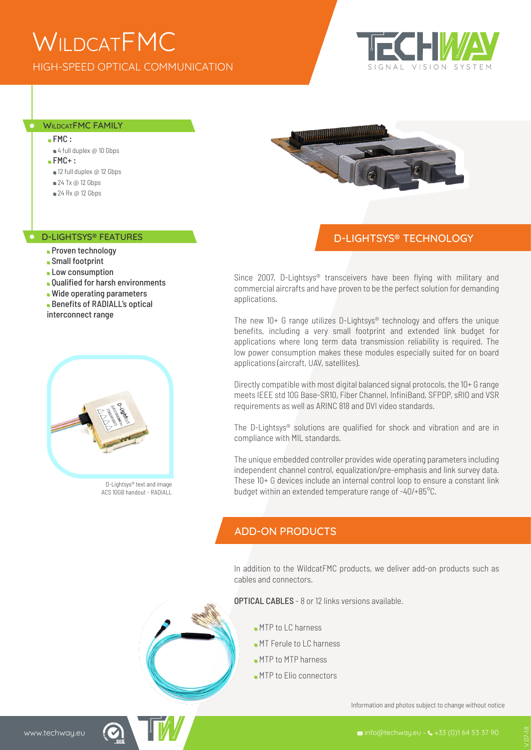# WildcatFMC

HIGH-SPEED OPTICAL COMMUNICATION

## WildcatFMC FAMILY

- FMC :
  - 4 full duplex @ 10 Gbps
- FMC+ :
  - 12 full duplex @ 12 Gbps
  - 24 Tx @ 12 Gbps
  - 24 Rx @ 12 Gbps

## D-LIGHTSYS® FEATURES

- Proven technology
- Small footprint
- Low consumption
- Qualified for harsh environments
- Wide operating parameters
- Benefits of RADIALL's optical interconnect range

D-Lightsys® text and image
ACS 10GB handout - RADIALL

## D-LIGHTSYS® TECHNOLOGY

Since 2007, D-Lightsys® transceivers have been flying with military and commercial aircrafts and have proven to be the perfect solution for demanding applications.

The new 10+ G range utilizes D-Lightsys® technology and offers the unique benefits, including a very small footprint and extended link budget for applications where long term data transmission reliability is required. The low power consumption makes these modules especially suited for on board applications (aircraft, UAV, satellites).

Directly compatible with most digital balanced signal protocols, the 10+ G range meets IEEE std 10G Base-SR10, Fiber Channel, InfiniBand, SFPDP, sRIO and VSR requirements as well as ARINC 818 and DVI video standards.

The D-Lightsys® solutions are qualified for shock and vibration and are in compliance with MIL standards.

The unique embedded controller provides wide operating parameters including independent channel control, equalization/pre-emphasis and link survey data. These 10+ G devices include an internal control loop to ensure a constant link budget within an extended temperature range of -40/+85°C.

## ADD-ON PRODUCTS

In addition to the WildcatFMC products, we deliver add-on products such as cables and connectors.

**OPTICAL CABLES** - 8 or 12 links versions available.

- MTP to LC harness
- MT Ferule to LC harness
- MTP to MTP harness
- MTP to Elio connectors

Information and photos subject to change without notice

www.techway.eu

info@techway.eu - +33 (0)1 64 53 37 90